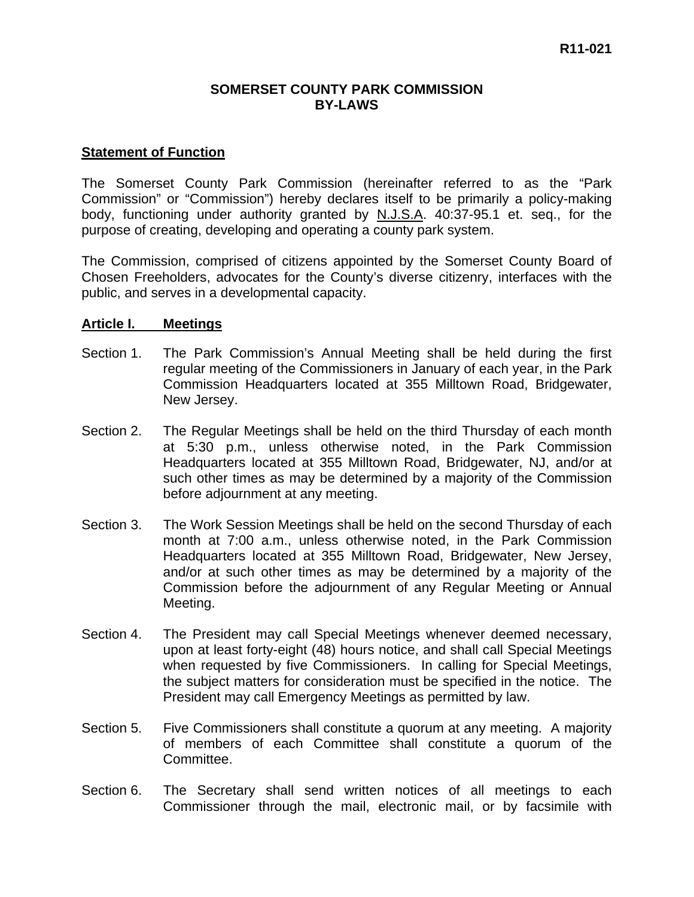R11-021

# SOMERSET COUNTY PARK COMMISSION BY-LAWS

## Statement of Function

The Somerset County Park Commission (hereinafter referred to as the "Park Commission" or "Commission") hereby declares itself to be primarily a policy-making body, functioning under authority granted by N.J.S.A. 40:37-95.1 et. seq., for the purpose of creating, developing and operating a county park system.

The Commission, comprised of citizens appointed by the Somerset County Board of Chosen Freeholders, advocates for the County's diverse citizenry, interfaces with the public, and serves in a developmental capacity.

## Article I. Meetings

Section 1. The Park Commission's Annual Meeting shall be held during the first regular meeting of the Commissioners in January of each year, in the Park Commission Headquarters located at 355 Milltown Road, Bridgewater, New Jersey.

Section 2. The Regular Meetings shall be held on the third Thursday of each month at 5:30 p.m., unless otherwise noted, in the Park Commission Headquarters located at 355 Milltown Road, Bridgewater, NJ, and/or at such other times as may be determined by a majority of the Commission before adjournment at any meeting.

Section 3. The Work Session Meetings shall be held on the second Thursday of each month at 7:00 a.m., unless otherwise noted, in the Park Commission Headquarters located at 355 Milltown Road, Bridgewater, New Jersey, and/or at such other times as may be determined by a majority of the Commission before the adjournment of any Regular Meeting or Annual Meeting.

Section 4. The President may call Special Meetings whenever deemed necessary, upon at least forty-eight (48) hours notice, and shall call Special Meetings when requested by five Commissioners. In calling for Special Meetings, the subject matters for consideration must be specified in the notice. The President may call Emergency Meetings as permitted by law.

Section 5. Five Commissioners shall constitute a quorum at any meeting. A majority of members of each Committee shall constitute a quorum of the Committee.

Section 6. The Secretary shall send written notices of all meetings to each Commissioner through the mail, electronic mail, or by facsimile with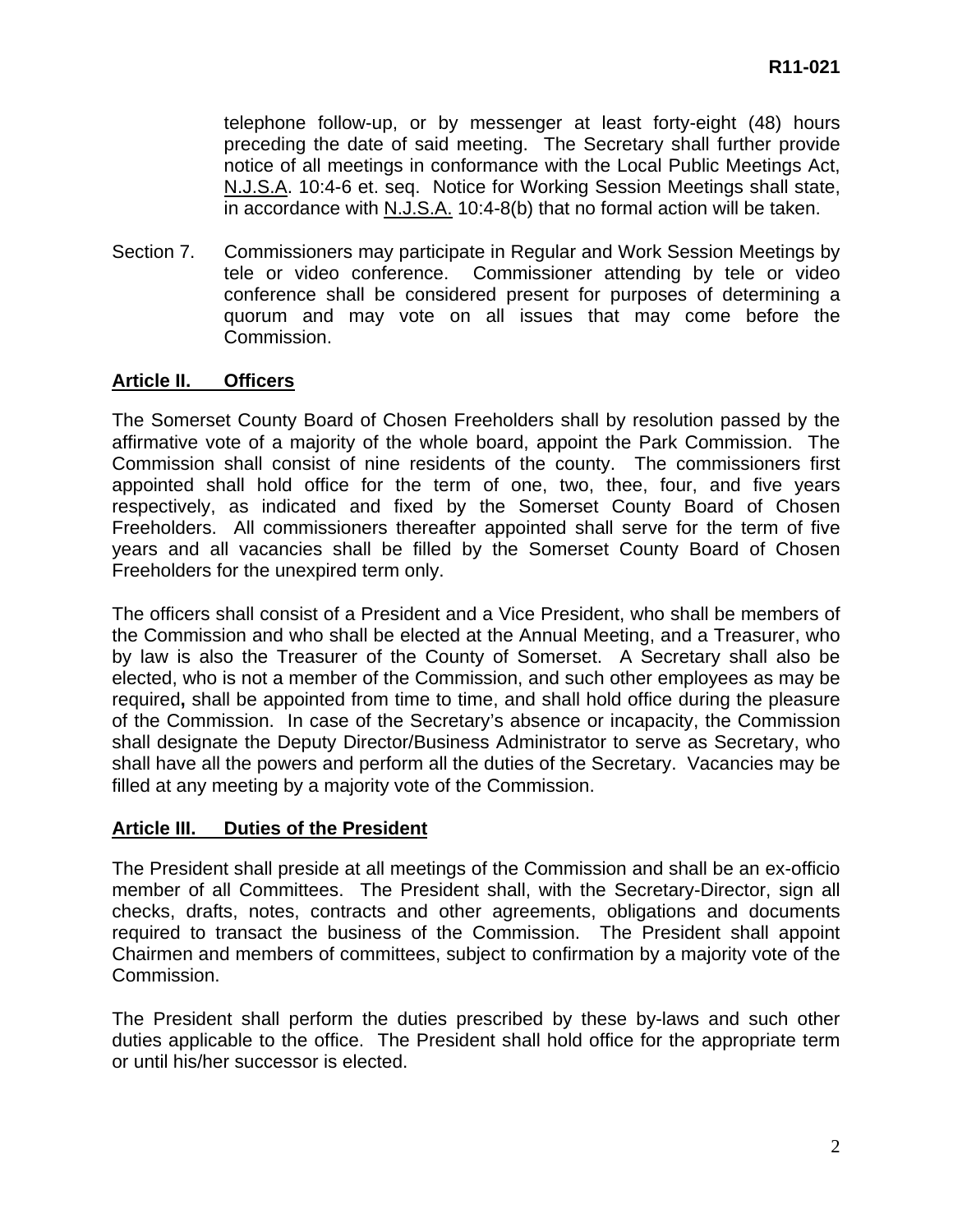telephone follow-up, or by messenger at least forty-eight (48) hours preceding the date of said meeting. The Secretary shall further provide notice of all meetings in conformance with the Local Public Meetings Act, N.J.S.A. 10:4-6 et. seq. Notice for Working Session Meetings shall state, in accordance with N.J.S.A. 10:4-8(b) that no formal action will be taken.

Section 7. Commissioners may participate in Regular and Work Session Meetings by tele or video conference. Commissioner attending by tele or video conference shall be considered present for purposes of determining a quorum and may vote on all issues that may come before the Commission.

## Article II. Officers

The Somerset County Board of Chosen Freeholders shall by resolution passed by the affirmative vote of a majority of the whole board, appoint the Park Commission. The Commission shall consist of nine residents of the county. The commissioners first appointed shall hold office for the term of one, two, thee, four, and five years respectively, as indicated and fixed by the Somerset County Board of Chosen Freeholders. All commissioners thereafter appointed shall serve for the term of five years and all vacancies shall be filled by the Somerset County Board of Chosen Freeholders for the unexpired term only.

The officers shall consist of a President and a Vice President, who shall be members of the Commission and who shall be elected at the Annual Meeting, and a Treasurer, who by law is also the Treasurer of the County of Somerset. A Secretary shall also be elected, who is not a member of the Commission, and such other employees as may be required**,** shall be appointed from time to time, and shall hold office during the pleasure of the Commission. In case of the Secretary's absence or incapacity, the Commission shall designate the Deputy Director/Business Administrator to serve as Secretary, who shall have all the powers and perform all the duties of the Secretary. Vacancies may be filled at any meeting by a majority vote of the Commission.

## Article III. Duties of the President

The President shall preside at all meetings of the Commission and shall be an ex-officio member of all Committees. The President shall, with the Secretary-Director, sign all checks, drafts, notes, contracts and other agreements, obligations and documents required to transact the business of the Commission. The President shall appoint Chairmen and members of committees, subject to confirmation by a majority vote of the Commission.

The President shall perform the duties prescribed by these by-laws and such other duties applicable to the office. The President shall hold office for the appropriate term or until his/her successor is elected.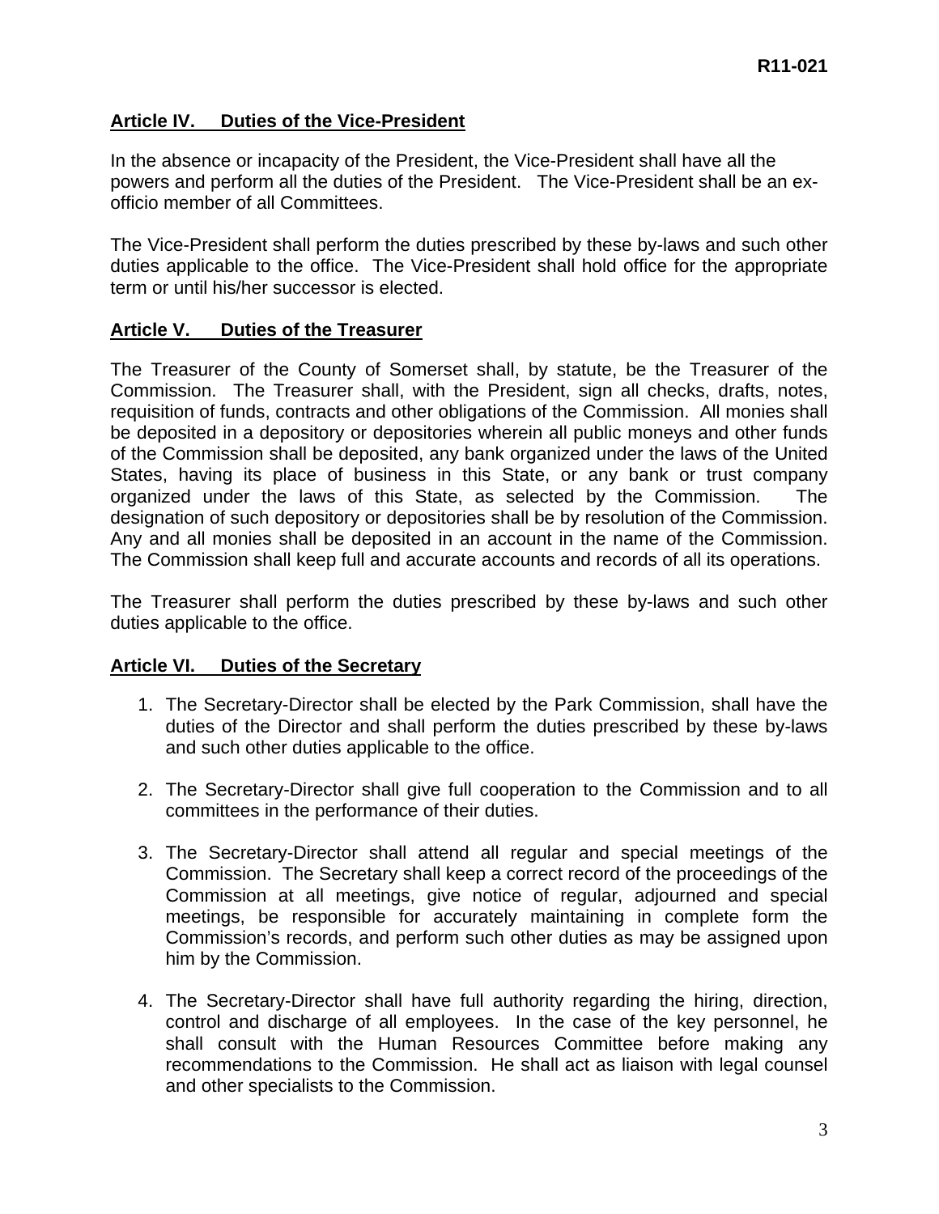## Article IV. Duties of the Vice-President

In the absence or incapacity of the President, the Vice-President shall have all the powers and perform all the duties of the President. The Vice-President shall be an ex-officio member of all Committees.

The Vice-President shall perform the duties prescribed by these by-laws and such other duties applicable to the office. The Vice-President shall hold office for the appropriate term or until his/her successor is elected.

## Article V. Duties of the Treasurer

The Treasurer of the County of Somerset shall, by statute, be the Treasurer of the Commission. The Treasurer shall, with the President, sign all checks, drafts, notes, requisition of funds, contracts and other obligations of the Commission. All monies shall be deposited in a depository or depositories wherein all public moneys and other funds of the Commission shall be deposited, any bank organized under the laws of the United States, having its place of business in this State, or any bank or trust company organized under the laws of this State, as selected by the Commission. The designation of such depository or depositories shall be by resolution of the Commission. Any and all monies shall be deposited in an account in the name of the Commission. The Commission shall keep full and accurate accounts and records of all its operations.

The Treasurer shall perform the duties prescribed by these by-laws and such other duties applicable to the office.

## Article VI. Duties of the Secretary

1. The Secretary-Director shall be elected by the Park Commission, shall have the duties of the Director and shall perform the duties prescribed by these by-laws and such other duties applicable to the office.

2. The Secretary-Director shall give full cooperation to the Commission and to all committees in the performance of their duties.

3. The Secretary-Director shall attend all regular and special meetings of the Commission. The Secretary shall keep a correct record of the proceedings of the Commission at all meetings, give notice of regular, adjourned and special meetings, be responsible for accurately maintaining in complete form the Commission's records, and perform such other duties as may be assigned upon him by the Commission.

4. The Secretary-Director shall have full authority regarding the hiring, direction, control and discharge of all employees. In the case of the key personnel, he shall consult with the Human Resources Committee before making any recommendations to the Commission. He shall act as liaison with legal counsel and other specialists to the Commission.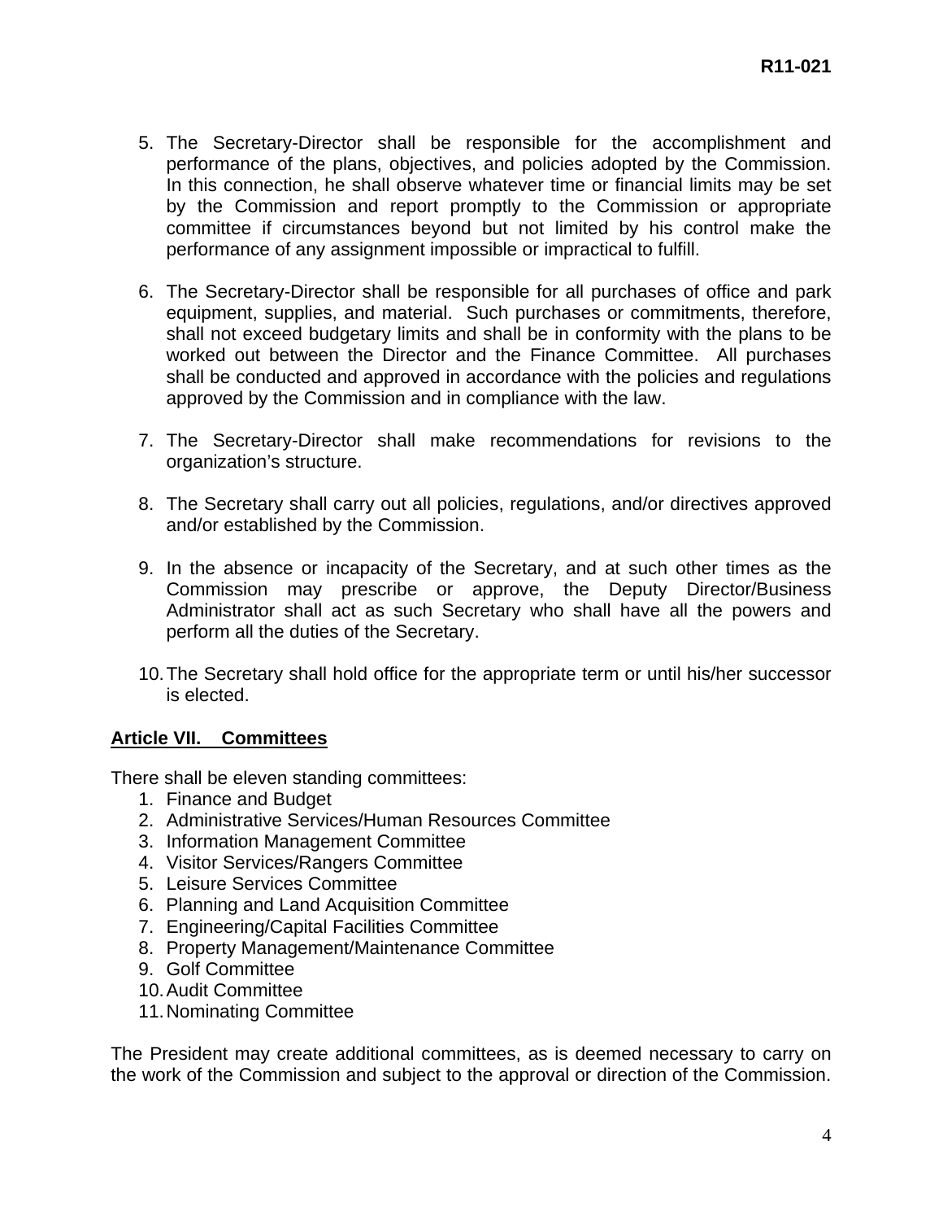5. The Secretary-Director shall be responsible for the accomplishment and performance of the plans, objectives, and policies adopted by the Commission. In this connection, he shall observe whatever time or financial limits may be set by the Commission and report promptly to the Commission or appropriate committee if circumstances beyond but not limited by his control make the performance of any assignment impossible or impractical to fulfill.

6. The Secretary-Director shall be responsible for all purchases of office and park equipment, supplies, and material. Such purchases or commitments, therefore, shall not exceed budgetary limits and shall be in conformity with the plans to be worked out between the Director and the Finance Committee. All purchases shall be conducted and approved in accordance with the policies and regulations approved by the Commission and in compliance with the law.

7. The Secretary-Director shall make recommendations for revisions to the organization's structure.

8. The Secretary shall carry out all policies, regulations, and/or directives approved and/or established by the Commission.

9. In the absence or incapacity of the Secretary, and at such other times as the Commission may prescribe or approve, the Deputy Director/Business Administrator shall act as such Secretary who shall have all the powers and perform all the duties of the Secretary.

10. The Secretary shall hold office for the appropriate term or until his/her successor is elected.

## Article VII. Committees

There shall be eleven standing committees:

1. Finance and Budget
2. Administrative Services/Human Resources Committee
3. Information Management Committee
4. Visitor Services/Rangers Committee
5. Leisure Services Committee
6. Planning and Land Acquisition Committee
7. Engineering/Capital Facilities Committee
8. Property Management/Maintenance Committee
9. Golf Committee
10. Audit Committee
11. Nominating Committee

The President may create additional committees, as is deemed necessary to carry on the work of the Commission and subject to the approval or direction of the Commission.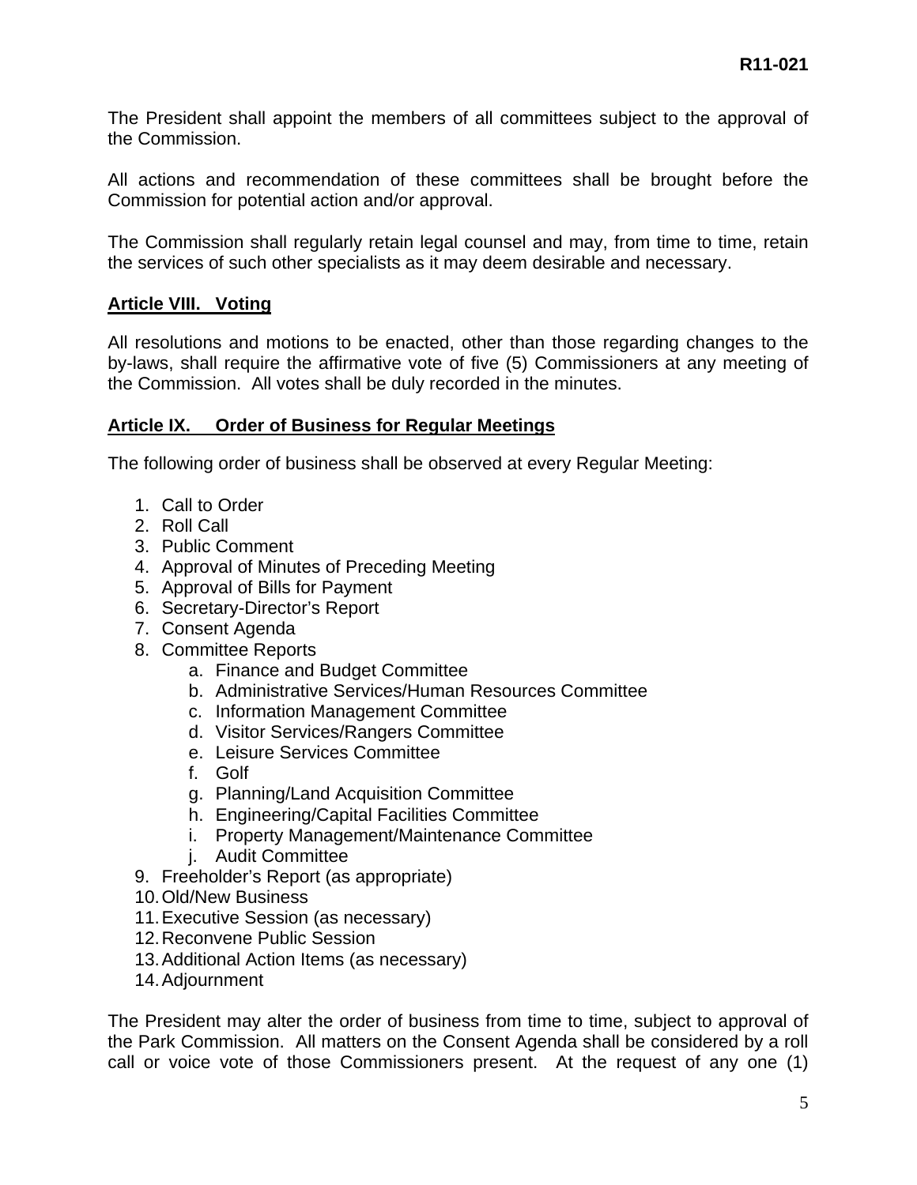The President shall appoint the members of all committees subject to the approval of the Commission.

All actions and recommendation of these committees shall be brought before the Commission for potential action and/or approval.

The Commission shall regularly retain legal counsel and may, from time to time, retain the services of such other specialists as it may deem desirable and necessary.

## Article VIII. Voting

All resolutions and motions to be enacted, other than those regarding changes to the by-laws, shall require the affirmative vote of five (5) Commissioners at any meeting of the Commission. All votes shall be duly recorded in the minutes.

## Article IX. Order of Business for Regular Meetings

The following order of business shall be observed at every Regular Meeting:

1. Call to Order
2. Roll Call
3. Public Comment
4. Approval of Minutes of Preceding Meeting
5. Approval of Bills for Payment
6. Secretary-Director's Report
7. Consent Agenda
8. Committee Reports
    a. Finance and Budget Committee
    b. Administrative Services/Human Resources Committee
    c. Information Management Committee
    d. Visitor Services/Rangers Committee
    e. Leisure Services Committee
    f. Golf
    g. Planning/Land Acquisition Committee
    h. Engineering/Capital Facilities Committee
    i. Property Management/Maintenance Committee
    j. Audit Committee
9. Freeholder's Report (as appropriate)
10. Old/New Business
11. Executive Session (as necessary)
12. Reconvene Public Session
13. Additional Action Items (as necessary)
14. Adjournment

The President may alter the order of business from time to time, subject to approval of the Park Commission. All matters on the Consent Agenda shall be considered by a roll call or voice vote of those Commissioners present. At the request of any one (1)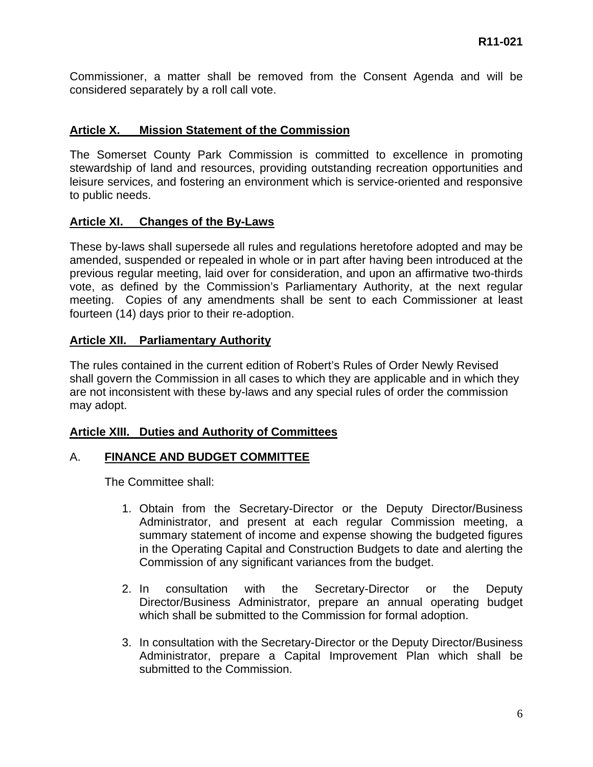Commissioner, a matter shall be removed from the Consent Agenda and will be considered separately by a roll call vote.

## Article X. Mission Statement of the Commission

The Somerset County Park Commission is committed to excellence in promoting stewardship of land and resources, providing outstanding recreation opportunities and leisure services, and fostering an environment which is service-oriented and responsive to public needs.

## Article XI. Changes of the By-Laws

These by-laws shall supersede all rules and regulations heretofore adopted and may be amended, suspended or repealed in whole or in part after having been introduced at the previous regular meeting, laid over for consideration, and upon an affirmative two-thirds vote, as defined by the Commission's Parliamentary Authority, at the next regular meeting. Copies of any amendments shall be sent to each Commissioner at least fourteen (14) days prior to their re-adoption.

## Article XII. Parliamentary Authority

The rules contained in the current edition of Robert's Rules of Order Newly Revised shall govern the Commission in all cases to which they are applicable and in which they are not inconsistent with these by-laws and any special rules of order the commission may adopt.

## Article XIII. Duties and Authority of Committees

### A. FINANCE AND BUDGET COMMITTEE

The Committee shall:

1. Obtain from the Secretary-Director or the Deputy Director/Business Administrator, and present at each regular Commission meeting, a summary statement of income and expense showing the budgeted figures in the Operating Capital and Construction Budgets to date and alerting the Commission of any significant variances from the budget.

2. In consultation with the Secretary-Director or the Deputy Director/Business Administrator, prepare an annual operating budget which shall be submitted to the Commission for formal adoption.

3. In consultation with the Secretary-Director or the Deputy Director/Business Administrator, prepare a Capital Improvement Plan which shall be submitted to the Commission.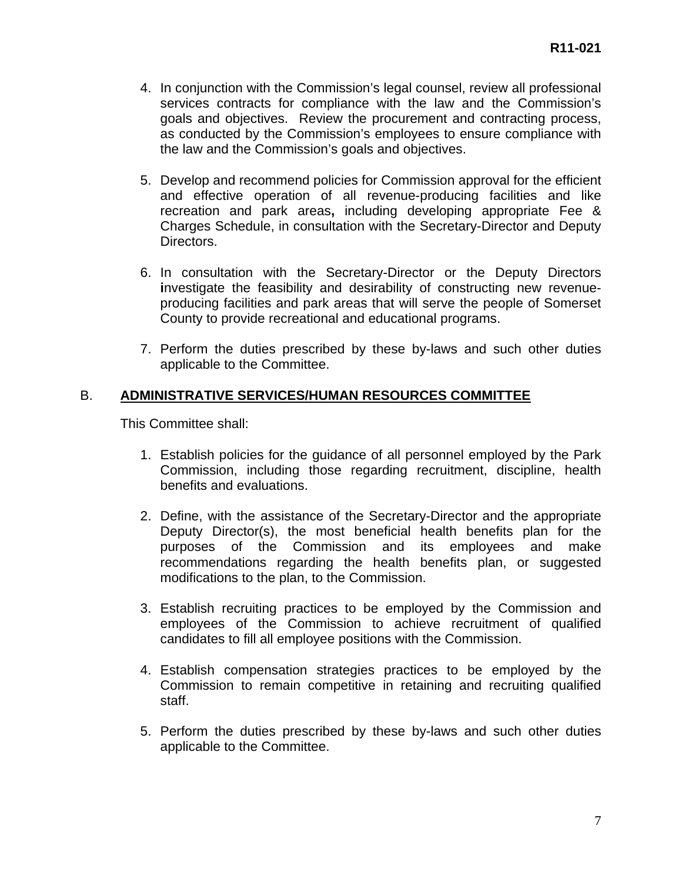4. In conjunction with the Commission's legal counsel, review all professional services contracts for compliance with the law and the Commission's goals and objectives. Review the procurement and contracting process, as conducted by the Commission's employees to ensure compliance with the law and the Commission's goals and objectives.

5. Develop and recommend policies for Commission approval for the efficient and effective operation of all revenue-producing facilities and like recreation and park areas**,** including developing appropriate Fee & Charges Schedule, in consultation with the Secretary-Director and Deputy Directors.

6. In consultation with the Secretary-Director or the Deputy Directors **i**nvestigate the feasibility and desirability of constructing new revenue-producing facilities and park areas that will serve the people of Somerset County to provide recreational and educational programs.

7. Perform the duties prescribed by these by-laws and such other duties applicable to the Committee.

## B. **ADMINISTRATIVE SERVICES/HUMAN RESOURCES COMMITTEE**

This Committee shall:

1. Establish policies for the guidance of all personnel employed by the Park Commission, including those regarding recruitment, discipline, health benefits and evaluations.

2. Define, with the assistance of the Secretary-Director and the appropriate Deputy Director(s), the most beneficial health benefits plan for the purposes of the Commission and its employees and make recommendations regarding the health benefits plan, or suggested modifications to the plan, to the Commission.

3. Establish recruiting practices to be employed by the Commission and employees of the Commission to achieve recruitment of qualified candidates to fill all employee positions with the Commission.

4. Establish compensation strategies practices to be employed by the Commission to remain competitive in retaining and recruiting qualified staff.

5. Perform the duties prescribed by these by-laws and such other duties applicable to the Committee.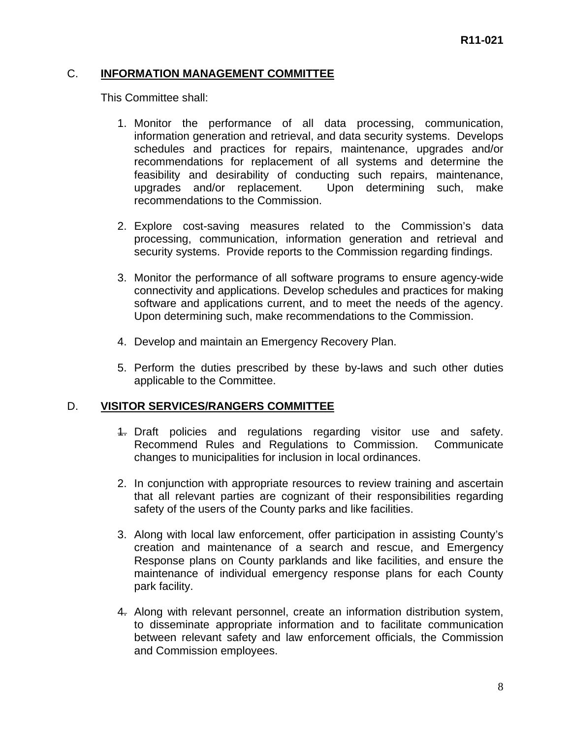C. **INFORMATION MANAGEMENT COMMITTEE**

This Committee shall:

1. Monitor the performance of all data processing, communication, information generation and retrieval, and data security systems. Develops schedules and practices for repairs, maintenance, upgrades and/or recommendations for replacement of all systems and determine the feasibility and desirability of conducting such repairs, maintenance, upgrades and/or replacement. Upon determining such, make recommendations to the Commission.

2. Explore cost-saving measures related to the Commission's data processing, communication, information generation and retrieval and security systems. Provide reports to the Commission regarding findings.

3. Monitor the performance of all software programs to ensure agency-wide connectivity and applications. Develop schedules and practices for making software and applications current, and to meet the needs of the agency. Upon determining such, make recommendations to the Commission.

4. Develop and maintain an Emergency Recovery Plan.

5. Perform the duties prescribed by these by-laws and such other duties applicable to the Committee.

D. **VISITOR SERVICES/RANGERS COMMITTEE**

1. Draft policies and regulations regarding visitor use and safety. Recommend Rules and Regulations to Commission. Communicate changes to municipalities for inclusion in local ordinances.

2. In conjunction with appropriate resources to review training and ascertain that all relevant parties are cognizant of their responsibilities regarding safety of the users of the County parks and like facilities.

3. Along with local law enforcement, offer participation in assisting County's creation and maintenance of a search and rescue, and Emergency Response plans on County parklands and like facilities, and ensure the maintenance of individual emergency response plans for each County park facility.

4. Along with relevant personnel, create an information distribution system, to disseminate appropriate information and to facilitate communication between relevant safety and law enforcement officials, the Commission and Commission employees.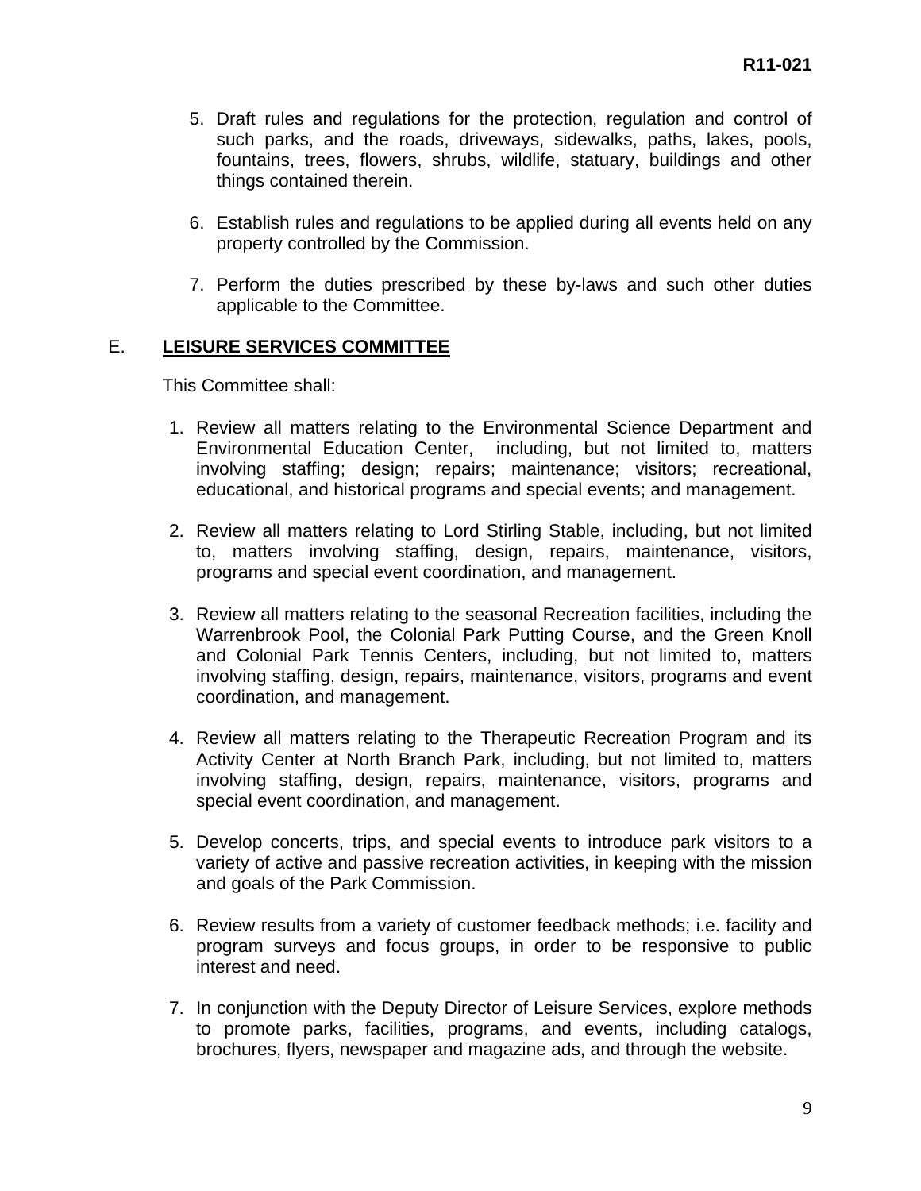5. Draft rules and regulations for the protection, regulation and control of such parks, and the roads, driveways, sidewalks, paths, lakes, pools, fountains, trees, flowers, shrubs, wildlife, statuary, buildings and other things contained therein.

6. Establish rules and regulations to be applied during all events held on any property controlled by the Commission.

7. Perform the duties prescribed by these by-laws and such other duties applicable to the Committee.

E. **LEISURE SERVICES COMMITTEE**

This Committee shall:

1. Review all matters relating to the Environmental Science Department and Environmental Education Center, including, but not limited to, matters involving staffing; design; repairs; maintenance; visitors; recreational, educational, and historical programs and special events; and management.

2. Review all matters relating to Lord Stirling Stable, including, but not limited to, matters involving staffing, design, repairs, maintenance, visitors, programs and special event coordination, and management.

3. Review all matters relating to the seasonal Recreation facilities, including the Warrenbrook Pool, the Colonial Park Putting Course, and the Green Knoll and Colonial Park Tennis Centers, including, but not limited to, matters involving staffing, design, repairs, maintenance, visitors, programs and event coordination, and management.

4. Review all matters relating to the Therapeutic Recreation Program and its Activity Center at North Branch Park, including, but not limited to, matters involving staffing, design, repairs, maintenance, visitors, programs and special event coordination, and management.

5. Develop concerts, trips, and special events to introduce park visitors to a variety of active and passive recreation activities, in keeping with the mission and goals of the Park Commission.

6. Review results from a variety of customer feedback methods; i.e. facility and program surveys and focus groups, in order to be responsive to public interest and need.

7. In conjunction with the Deputy Director of Leisure Services, explore methods to promote parks, facilities, programs, and events, including catalogs, brochures, flyers, newspaper and magazine ads, and through the website.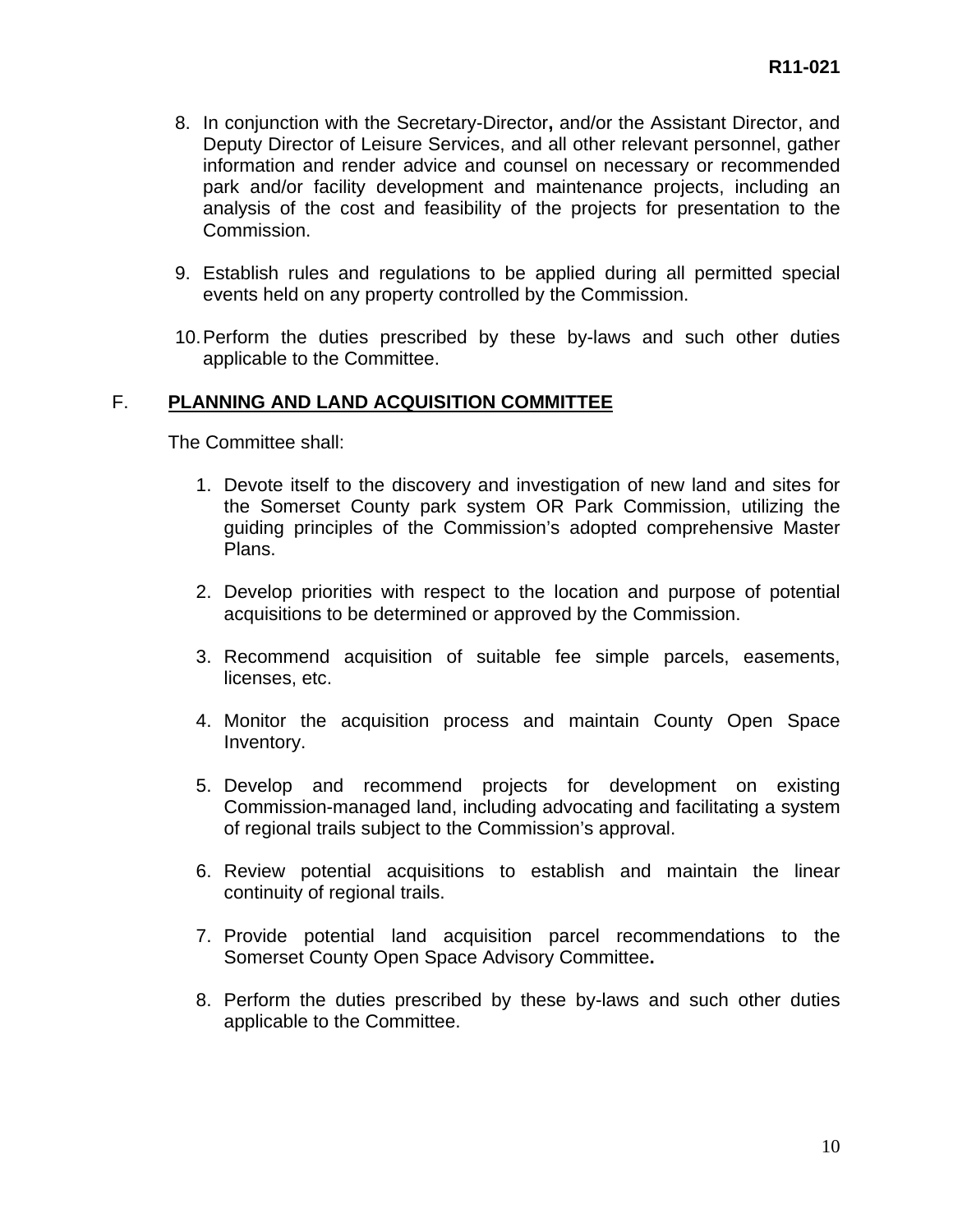8. In conjunction with the Secretary-Director**,** and/or the Assistant Director, and Deputy Director of Leisure Services, and all other relevant personnel, gather information and render advice and counsel on necessary or recommended park and/or facility development and maintenance projects, including an analysis of the cost and feasibility of the projects for presentation to the Commission.

9. Establish rules and regulations to be applied during all permitted special events held on any property controlled by the Commission.

10. Perform the duties prescribed by these by-laws and such other duties applicable to the Committee.

F. **<u>PLANNING AND LAND ACQUISITION COMMITTEE</u>**

The Committee shall:

1. Devote itself to the discovery and investigation of new land and sites for the Somerset County park system OR Park Commission, utilizing the guiding principles of the Commission's adopted comprehensive Master Plans.

2. Develop priorities with respect to the location and purpose of potential acquisitions to be determined or approved by the Commission.

3. Recommend acquisition of suitable fee simple parcels, easements, licenses, etc.

4. Monitor the acquisition process and maintain County Open Space Inventory.

5. Develop and recommend projects for development on existing Commission-managed land, including advocating and facilitating a system of regional trails subject to the Commission's approval.

6. Review potential acquisitions to establish and maintain the linear continuity of regional trails.

7. Provide potential land acquisition parcel recommendations to the Somerset County Open Space Advisory Committee**.**

8. Perform the duties prescribed by these by-laws and such other duties applicable to the Committee.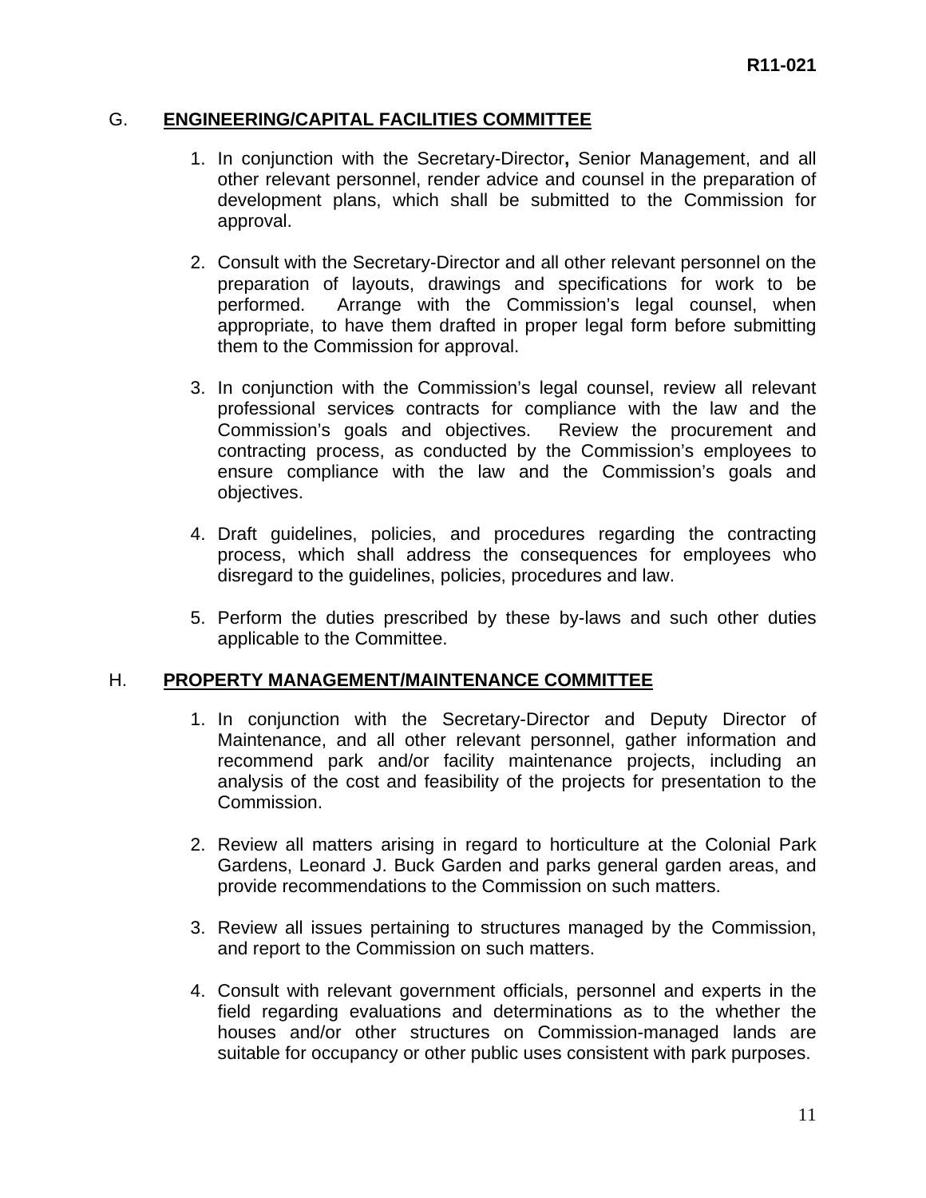## G. ENGINEERING/CAPITAL FACILITIES COMMITTEE

1. In conjunction with the Secretary-Director**,** Senior Management, and all other relevant personnel, render advice and counsel in the preparation of development plans, which shall be submitted to the Commission for approval.

2. Consult with the Secretary-Director and all other relevant personnel on the preparation of layouts, drawings and specifications for work to be performed. Arrange with the Commission's legal counsel, when appropriate, to have them drafted in proper legal form before submitting them to the Commission for approval.

3. In conjunction with the Commission's legal counsel, review all relevant professional services contracts for compliance with the law and the Commission's goals and objectives. Review the procurement and contracting process, as conducted by the Commission's employees to ensure compliance with the law and the Commission's goals and objectives.

4. Draft guidelines, policies, and procedures regarding the contracting process, which shall address the consequences for employees who disregard to the guidelines, policies, procedures and law.

5. Perform the duties prescribed by these by-laws and such other duties applicable to the Committee.

## H. PROPERTY MANAGEMENT/MAINTENANCE COMMITTEE

1. In conjunction with the Secretary-Director and Deputy Director of Maintenance, and all other relevant personnel, gather information and recommend park and/or facility maintenance projects, including an analysis of the cost and feasibility of the projects for presentation to the Commission.

2. Review all matters arising in regard to horticulture at the Colonial Park Gardens, Leonard J. Buck Garden and parks general garden areas, and provide recommendations to the Commission on such matters.

3. Review all issues pertaining to structures managed by the Commission, and report to the Commission on such matters.

4. Consult with relevant government officials, personnel and experts in the field regarding evaluations and determinations as to the whether the houses and/or other structures on Commission-managed lands are suitable for occupancy or other public uses consistent with park purposes.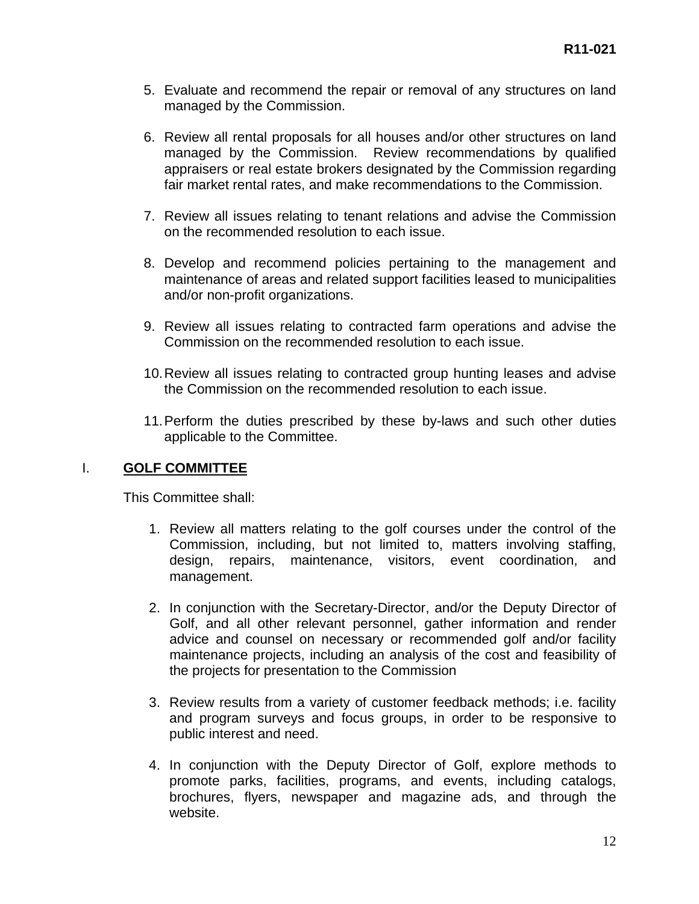5. Evaluate and recommend the repair or removal of any structures on land managed by the Commission.

6. Review all rental proposals for all houses and/or other structures on land managed by the Commission. Review recommendations by qualified appraisers or real estate brokers designated by the Commission regarding fair market rental rates, and make recommendations to the Commission.

7. Review all issues relating to tenant relations and advise the Commission on the recommended resolution to each issue.

8. Develop and recommend policies pertaining to the management and maintenance of areas and related support facilities leased to municipalities and/or non-profit organizations.

9. Review all issues relating to contracted farm operations and advise the Commission on the recommended resolution to each issue.

10. Review all issues relating to contracted group hunting leases and advise the Commission on the recommended resolution to each issue.

11. Perform the duties prescribed by these by-laws and such other duties applicable to the Committee.

## I. **GOLF COMMITTEE**

This Committee shall:

1. Review all matters relating to the golf courses under the control of the Commission, including, but not limited to, matters involving staffing, design, repairs, maintenance, visitors, event coordination, and management.

2. In conjunction with the Secretary-Director, and/or the Deputy Director of Golf, and all other relevant personnel, gather information and render advice and counsel on necessary or recommended golf and/or facility maintenance projects, including an analysis of the cost and feasibility of the projects for presentation to the Commission

3. Review results from a variety of customer feedback methods; i.e. facility and program surveys and focus groups, in order to be responsive to public interest and need.

4. In conjunction with the Deputy Director of Golf, explore methods to promote parks, facilities, programs, and events, including catalogs, brochures, flyers, newspaper and magazine ads, and through the website.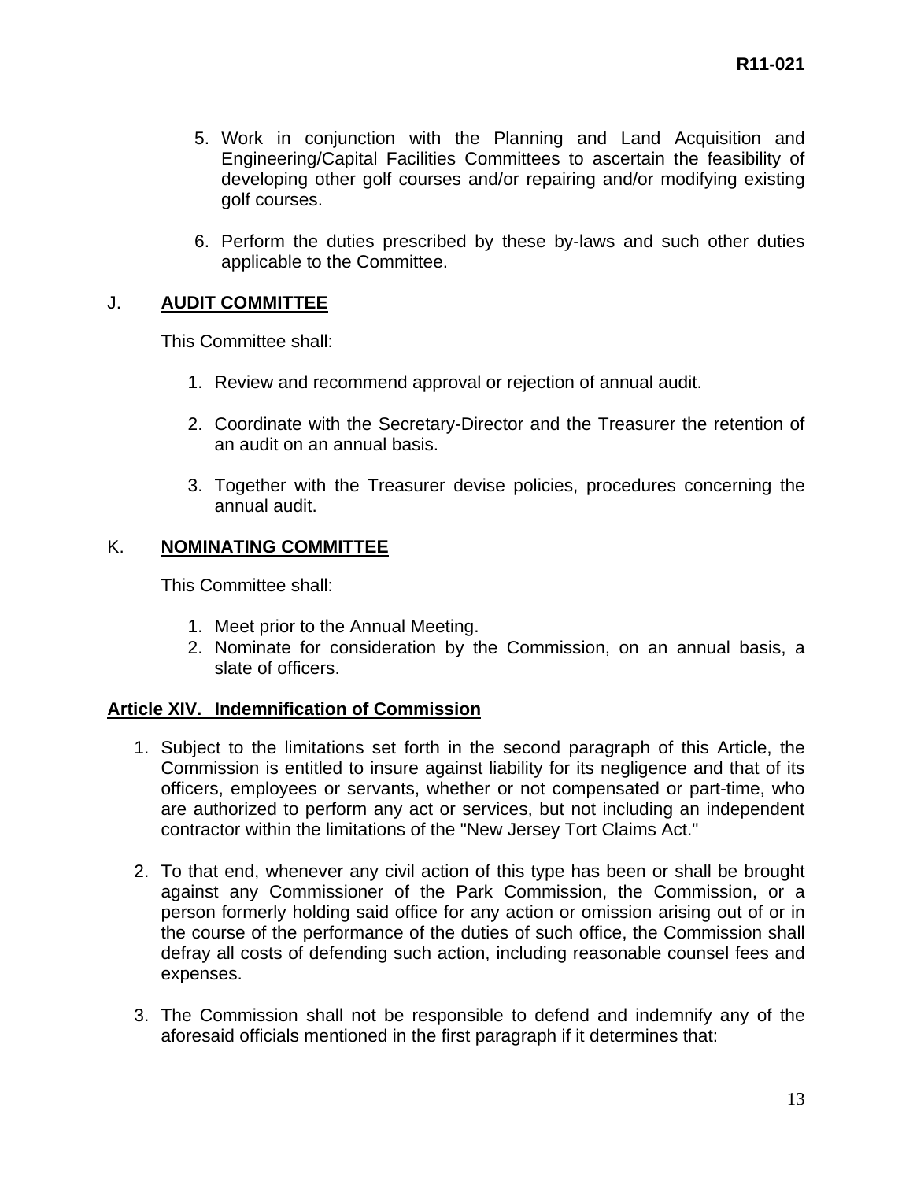5. Work in conjunction with the Planning and Land Acquisition and Engineering/Capital Facilities Committees to ascertain the feasibility of developing other golf courses and/or repairing and/or modifying existing golf courses.

6. Perform the duties prescribed by these by-laws and such other duties applicable to the Committee.

J. **AUDIT COMMITTEE**

This Committee shall:

1. Review and recommend approval or rejection of annual audit.

2. Coordinate with the Secretary-Director and the Treasurer the retention of an audit on an annual basis.

3. Together with the Treasurer devise policies, procedures concerning the annual audit.

K. **NOMINATING COMMITTEE**

This Committee shall:

1. Meet prior to the Annual Meeting.
2. Nominate for consideration by the Commission, on an annual basis, a slate of officers.

## Article XIV. Indemnification of Commission

1. Subject to the limitations set forth in the second paragraph of this Article, the Commission is entitled to insure against liability for its negligence and that of its officers, employees or servants, whether or not compensated or part-time, who are authorized to perform any act or services, but not including an independent contractor within the limitations of the "New Jersey Tort Claims Act."

2. To that end, whenever any civil action of this type has been or shall be brought against any Commissioner of the Park Commission, the Commission, or a person formerly holding said office for any action or omission arising out of or in the course of the performance of the duties of such office, the Commission shall defray all costs of defending such action, including reasonable counsel fees and expenses.

3. The Commission shall not be responsible to defend and indemnify any of the aforesaid officials mentioned in the first paragraph if it determines that: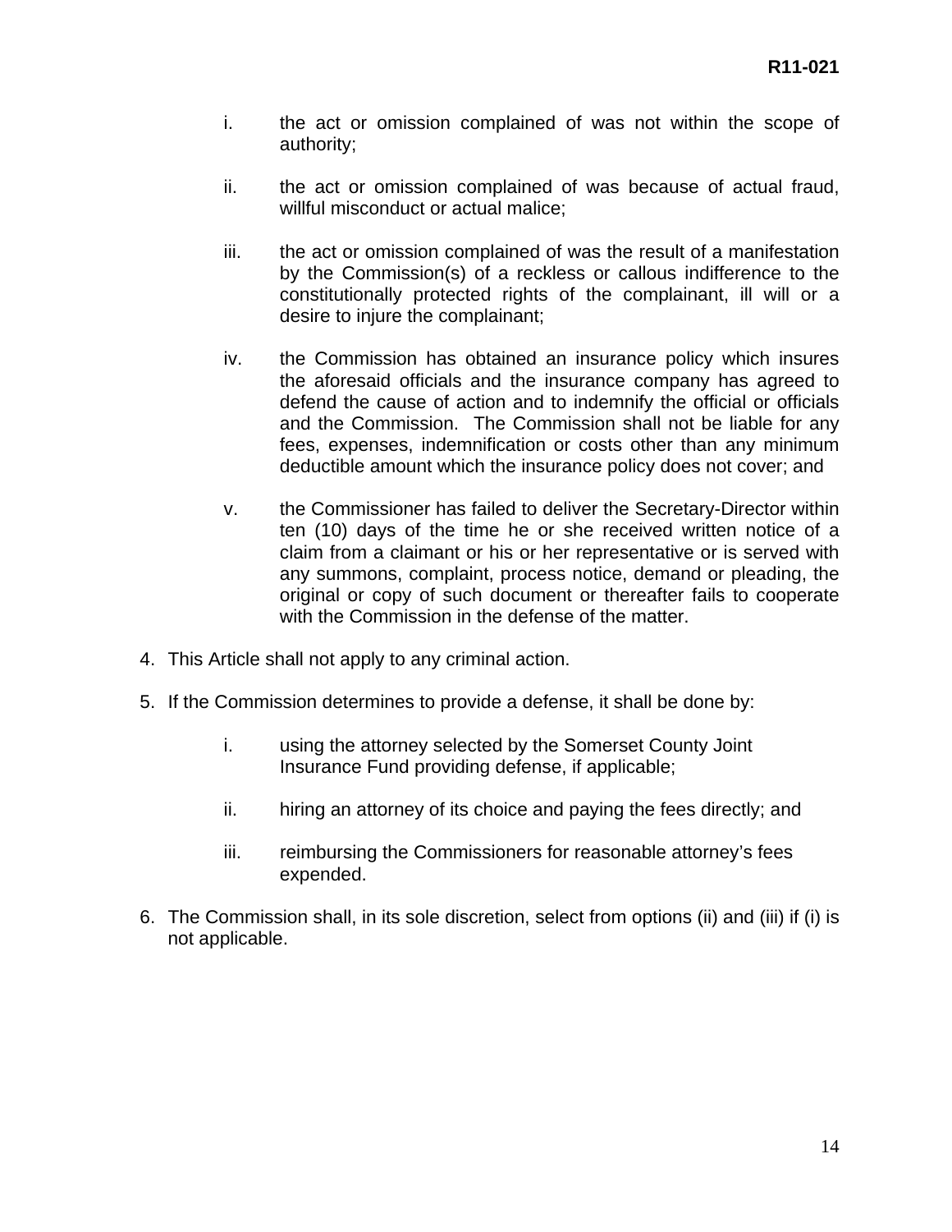i. the act or omission complained of was not within the scope of authority;

ii. the act or omission complained of was because of actual fraud, willful misconduct or actual malice;

iii. the act or omission complained of was the result of a manifestation by the Commission(s) of a reckless or callous indifference to the constitutionally protected rights of the complainant, ill will or a desire to injure the complainant;

iv. the Commission has obtained an insurance policy which insures the aforesaid officials and the insurance company has agreed to defend the cause of action and to indemnify the official or officials and the Commission. The Commission shall not be liable for any fees, expenses, indemnification or costs other than any minimum deductible amount which the insurance policy does not cover; and

v. the Commissioner has failed to deliver the Secretary-Director within ten (10) days of the time he or she received written notice of a claim from a claimant or his or her representative or is served with any summons, complaint, process notice, demand or pleading, the original or copy of such document or thereafter fails to cooperate with the Commission in the defense of the matter.

4. This Article shall not apply to any criminal action.

5. If the Commission determines to provide a defense, it shall be done by:

   i. using the attorney selected by the Somerset County Joint Insurance Fund providing defense, if applicable;

   ii. hiring an attorney of its choice and paying the fees directly; and

   iii. reimbursing the Commissioners for reasonable attorney's fees expended.

6. The Commission shall, in its sole discretion, select from options (ii) and (iii) if (i) is not applicable.